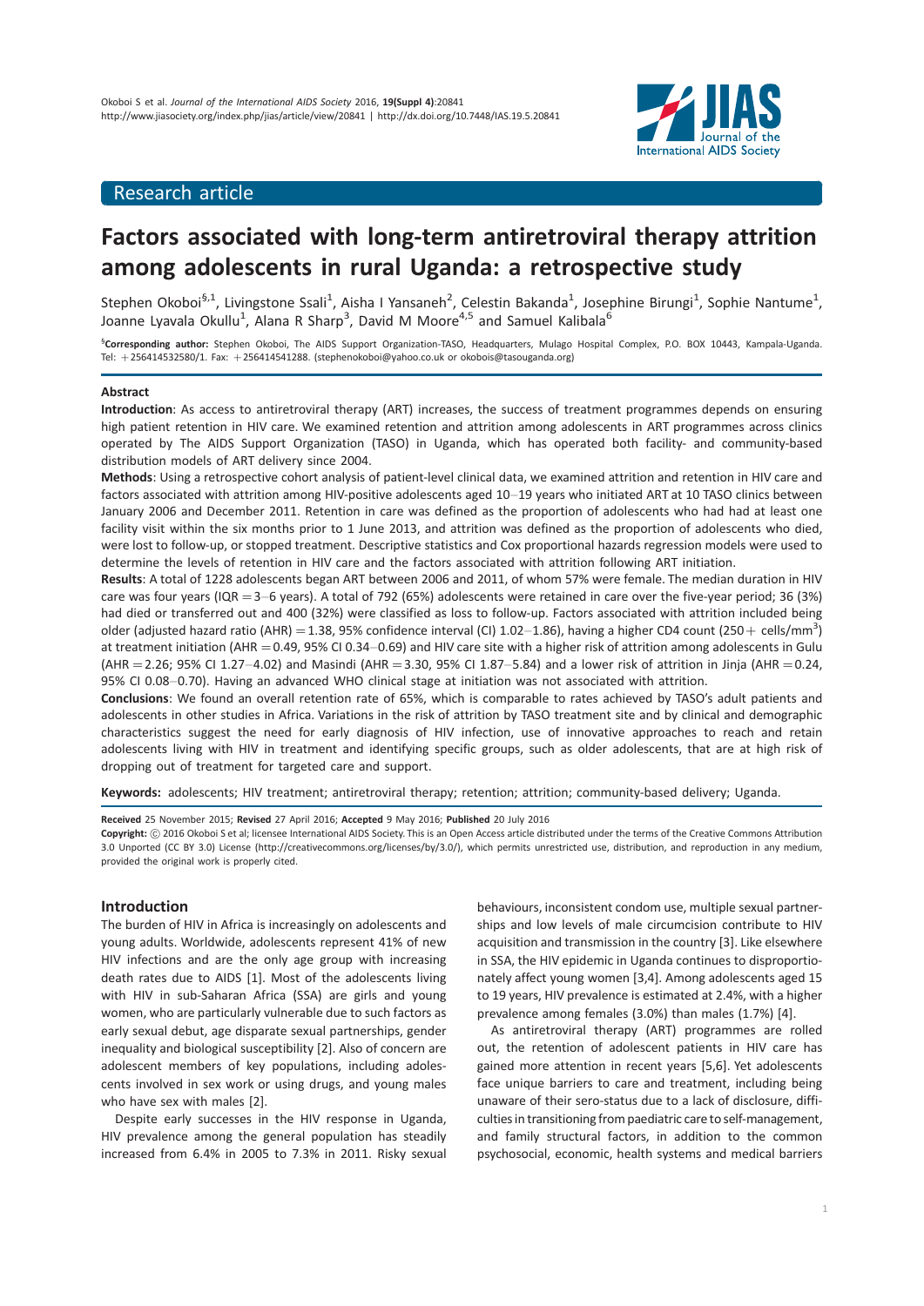Research article

# Factors associated with long-term antiretroviral therapy attrition among adolescents in rural Uganda: a retrospective study

Stephen Okoboi[§,1], Livingstone Ssali[1], Aisha I Yansaneh[2], Celestin Bakanda[1], Josephine Birungi[1], Sophie Nantume[1], Joanne Lyavala Okullu[1], Alana R Sharp[3], David M Moore[4,5] and Samuel Kalibala[6]

[§]**Corresponding author:** Stephen Okoboi, The AIDS Support Organization-TASO, Headquarters, Mulago Hospital Complex, P.O. BOX 10443, Kampala-Uganda. Tel: +256414532580/1. Fax: +256414541288. (stephenokoboi@yahoo.co.uk or okobois@tasouganda.org)

## Abstract

**Introduction**: As access to antiretroviral therapy (ART) increases, the success of treatment programmes depends on ensuring high patient retention in HIV care. We examined retention and attrition among adolescents in ART programmes across clinics operated by The AIDS Support Organization (TASO) in Uganda, which has operated both facility- and community-based distribution models of ART delivery since 2004.

**Methods**: Using a retrospective cohort analysis of patient-level clinical data, we examined attrition and retention in HIV care and factors associated with attrition among HIV-positive adolescents aged 10–19 years who initiated ART at 10 TASO clinics between January 2006 and December 2011. Retention in care was defined as the proportion of adolescents who had had at least one facility visit within the six months prior to 1 June 2013, and attrition was defined as the proportion of adolescents who died, were lost to follow-up, or stopped treatment. Descriptive statistics and Cox proportional hazards regression models were used to determine the levels of retention in HIV care and the factors associated with attrition following ART initiation.

**Results**: A total of 1228 adolescents began ART between 2006 and 2011, of whom 57% were female. The median duration in HIV care was four years (IQR = 3–6 years). A total of 792 (65%) adolescents were retained in care over the five-year period; 36 (3%) had died or transferred out and 400 (32%) were classified as loss to follow-up. Factors associated with attrition included being older (adjusted hazard ratio (AHR) = 1.38, 95% confidence interval (CI) 1.02–1.86), having a higher CD4 count (250+ cells/mm$^3$) at treatment initiation (AHR = 0.49, 95% CI 0.34–0.69) and HIV care site with a higher risk of attrition among adolescents in Gulu (AHR = 2.26; 95% CI 1.27–4.02) and Masindi (AHR = 3.30, 95% CI 1.87–5.84) and a lower risk of attrition in Jinja (AHR = 0.24, 95% CI 0.08–0.70). Having an advanced WHO clinical stage at initiation was not associated with attrition.

**Conclusions**: We found an overall retention rate of 65%, which is comparable to rates achieved by TASO's adult patients and adolescents in other studies in Africa. Variations in the risk of attrition by TASO treatment site and by clinical and demographic characteristics suggest the need for early diagnosis of HIV infection, use of innovative approaches to reach and retain adolescents living with HIV in treatment and identifying specific groups, such as older adolescents, that are at high risk of dropping out of treatment for targeted care and support.

**Keywords:** adolescents; HIV treatment; antiretroviral therapy; retention; attrition; community-based delivery; Uganda.

**Received** 25 November 2015; **Revised** 27 April 2016; **Accepted** 9 May 2016; **Published** 20 July 2016

**Copyright:** © 2016 Okoboi S et al; licensee International AIDS Society. This is an Open Access article distributed under the terms of the Creative Commons Attribution 3.0 Unported (CC BY 3.0) License (http://creativecommons.org/licenses/by/3.0/), which permits unrestricted use, distribution, and reproduction in any medium, provided the original work is properly cited.

## Introduction

The burden of HIV in Africa is increasingly on adolescents and young adults. Worldwide, adolescents represent 41% of new HIV infections and are the only age group with increasing death rates due to AIDS [1]. Most of the adolescents living with HIV in sub-Saharan Africa (SSA) are girls and young women, who are particularly vulnerable due to such factors as early sexual debut, age disparate sexual partnerships, gender inequality and biological susceptibility [2]. Also of concern are adolescent members of key populations, including adolescents involved in sex work or using drugs, and young males who have sex with males [2].

Despite early successes in the HIV response in Uganda, HIV prevalence among the general population has steadily increased from 6.4% in 2005 to 7.3% in 2011. Risky sexual behaviours, inconsistent condom use, multiple sexual partnerships and low levels of male circumcision contribute to HIV acquisition and transmission in the country [3]. Like elsewhere in SSA, the HIV epidemic in Uganda continues to disproportionately affect young women [3,4]. Among adolescents aged 15 to 19 years, HIV prevalence is estimated at 2.4%, with a higher prevalence among females (3.0%) than males (1.7%) [4].

As antiretroviral therapy (ART) programmes are rolled out, the retention of adolescent patients in HIV care has gained more attention in recent years [5,6]. Yet adolescents face unique barriers to care and treatment, including being unaware of their sero-status due to a lack of disclosure, difficulties in transitioning from paediatric care to self-management, and family structural factors, in addition to the common psychosocial, economic, health systems and medical barriers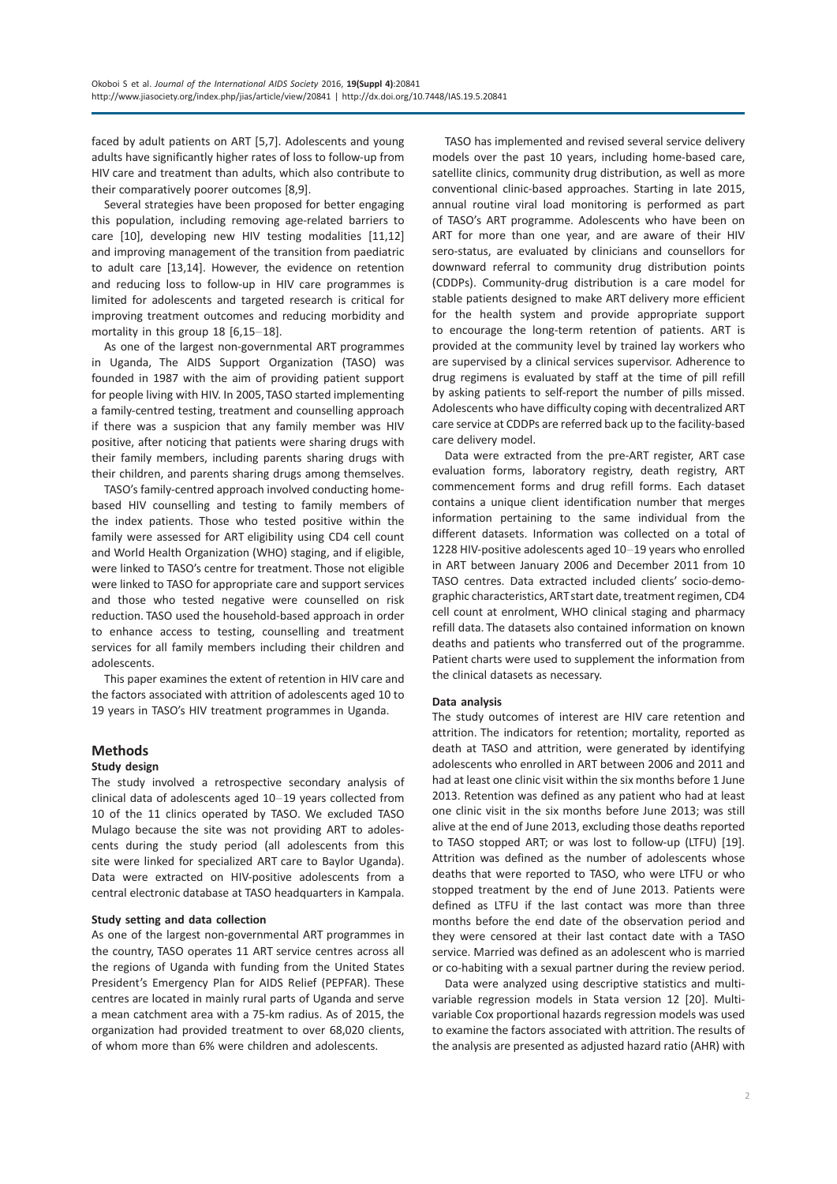faced by adult patients on ART [5,7]. Adolescents and young adults have significantly higher rates of loss to follow-up from HIV care and treatment than adults, which also contribute to their comparatively poorer outcomes [8,9].

Several strategies have been proposed for better engaging this population, including removing age-related barriers to care [10], developing new HIV testing modalities [11,12] and improving management of the transition from paediatric to adult care [13,14]. However, the evidence on retention and reducing loss to follow-up in HIV care programmes is limited for adolescents and targeted research is critical for improving treatment outcomes and reducing morbidity and mortality in this group 18 [6,15–18].

As one of the largest non-governmental ART programmes in Uganda, The AIDS Support Organization (TASO) was founded in 1987 with the aim of providing patient support for people living with HIV. In 2005, TASO started implementing a family-centred testing, treatment and counselling approach if there was a suspicion that any family member was HIV positive, after noticing that patients were sharing drugs with their family members, including parents sharing drugs with their children, and parents sharing drugs among themselves.

TASO's family-centred approach involved conducting home-based HIV counselling and testing to family members of the index patients. Those who tested positive within the family were assessed for ART eligibility using CD4 cell count and World Health Organization (WHO) staging, and if eligible, were linked to TASO's centre for treatment. Those not eligible were linked to TASO for appropriate care and support services and those who tested negative were counselled on risk reduction. TASO used the household-based approach in order to enhance access to testing, counselling and treatment services for all family members including their children and adolescents.

This paper examines the extent of retention in HIV care and the factors associated with attrition of adolescents aged 10 to 19 years in TASO's HIV treatment programmes in Uganda.

## Methods

### Study design

The study involved a retrospective secondary analysis of clinical data of adolescents aged 10–19 years collected from 10 of the 11 clinics operated by TASO. We excluded TASO Mulago because the site was not providing ART to adolescents during the study period (all adolescents from this site were linked for specialized ART care to Baylor Uganda). Data were extracted on HIV-positive adolescents from a central electronic database at TASO headquarters in Kampala.

### Study setting and data collection

As one of the largest non-governmental ART programmes in the country, TASO operates 11 ART service centres across all the regions of Uganda with funding from the United States President's Emergency Plan for AIDS Relief (PEPFAR). These centres are located in mainly rural parts of Uganda and serve a mean catchment area with a 75-km radius. As of 2015, the organization had provided treatment to over 68,020 clients, of whom more than 6% were children and adolescents.

TASO has implemented and revised several service delivery models over the past 10 years, including home-based care, satellite clinics, community drug distribution, as well as more conventional clinic-based approaches. Starting in late 2015, annual routine viral load monitoring is performed as part of TASO's ART programme. Adolescents who have been on ART for more than one year, and are aware of their HIV sero-status, are evaluated by clinicians and counsellors for downward referral to community drug distribution points (CDDPs). Community-drug distribution is a care model for stable patients designed to make ART delivery more efficient for the health system and provide appropriate support to encourage the long-term retention of patients. ART is provided at the community level by trained lay workers who are supervised by a clinical services supervisor. Adherence to drug regimens is evaluated by staff at the time of pill refill by asking patients to self-report the number of pills missed. Adolescents who have difficulty coping with decentralized ART care service at CDDPs are referred back up to the facility-based care delivery model.

Data were extracted from the pre-ART register, ART case evaluation forms, laboratory registry, death registry, ART commencement forms and drug refill forms. Each dataset contains a unique client identification number that merges information pertaining to the same individual from the different datasets. Information was collected on a total of 1228 HIV-positive adolescents aged 10–19 years who enrolled in ART between January 2006 and December 2011 from 10 TASO centres. Data extracted included clients' socio-demographic characteristics, ART start date, treatment regimen, CD4 cell count at enrolment, WHO clinical staging and pharmacy refill data. The datasets also contained information on known deaths and patients who transferred out of the programme. Patient charts were used to supplement the information from the clinical datasets as necessary.

### Data analysis

The study outcomes of interest are HIV care retention and attrition. The indicators for retention; mortality, reported as death at TASO and attrition, were generated by identifying adolescents who enrolled in ART between 2006 and 2011 and had at least one clinic visit within the six months before 1 June 2013. Retention was defined as any patient who had at least one clinic visit in the six months before June 2013; was still alive at the end of June 2013, excluding those deaths reported to TASO stopped ART; or was lost to follow-up (LTFU) [19]. Attrition was defined as the number of adolescents whose deaths that were reported to TASO, who were LTFU or who stopped treatment by the end of June 2013. Patients were defined as LTFU if the last contact was more than three months before the end date of the observation period and they were censored at their last contact date with a TASO service. Married was defined as an adolescent who is married or co-habiting with a sexual partner during the review period.

Data were analyzed using descriptive statistics and multivariable regression models in Stata version 12 [20]. Multivariable Cox proportional hazards regression models was used to examine the factors associated with attrition. The results of the analysis are presented as adjusted hazard ratio (AHR) with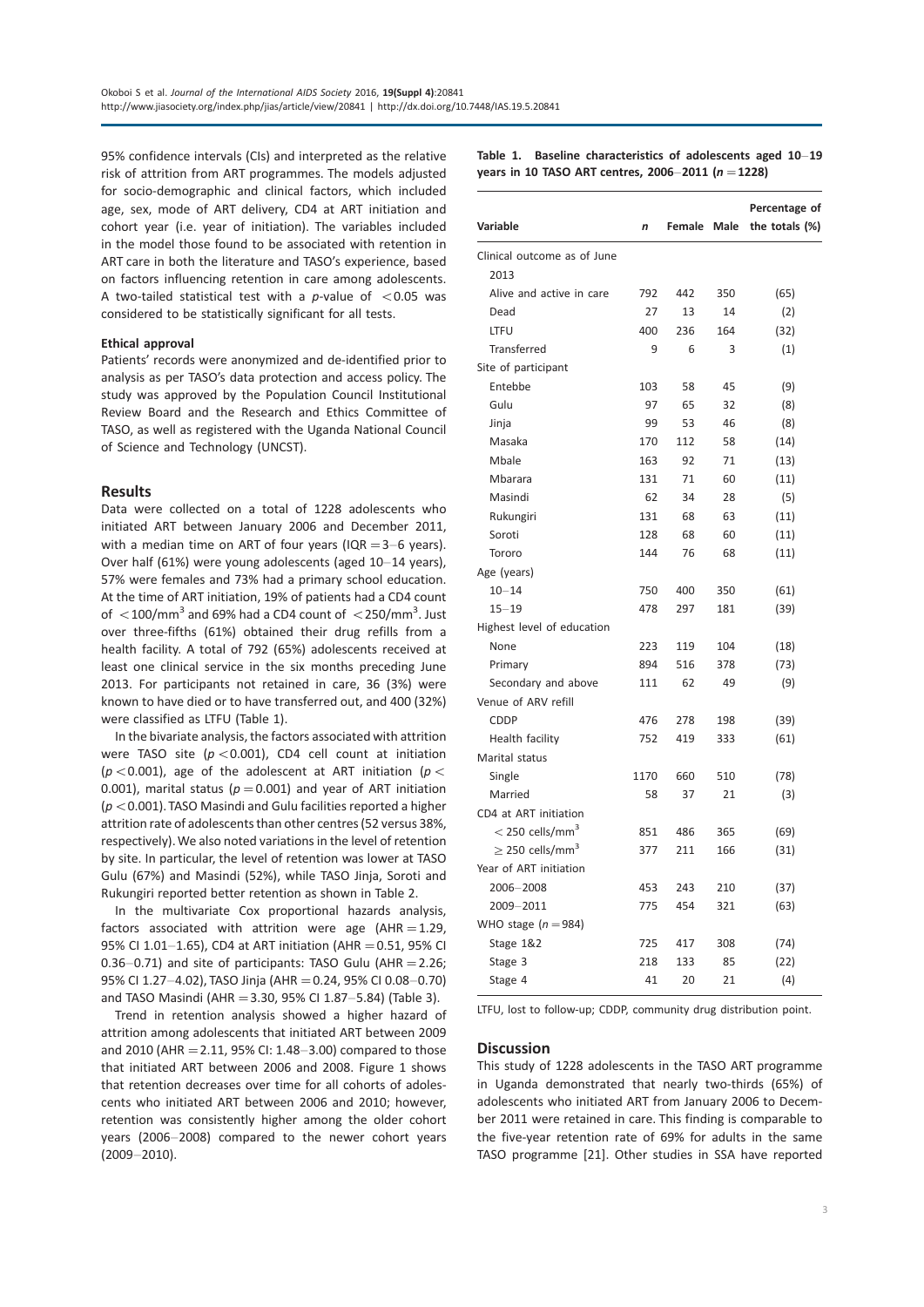95% confidence intervals (CIs) and interpreted as the relative risk of attrition from ART programmes. The models adjusted for socio-demographic and clinical factors, which included age, sex, mode of ART delivery, CD4 at ART initiation and cohort year (i.e. year of initiation). The variables included in the model those found to be associated with retention in ART care in both the literature and TASO's experience, based on factors influencing retention in care among adolescents. A two-tailed statistical test with a $p$-value of $<0.05$ was considered to be statistically significant for all tests.

#### Ethical approval

Patients' records were anonymized and de-identified prior to analysis as per TASO's data protection and access policy. The study was approved by the Population Council Institutional Review Board and the Research and Ethics Committee of TASO, as well as registered with the Uganda National Council of Science and Technology (UNCST).

## Results

Data were collected on a total of 1228 adolescents who initiated ART between January 2006 and December 2011, with a median time on ART of four years (IQR = 3–6 years). Over half (61%) were young adolescents (aged 10–14 years), 57% were females and 73% had a primary school education. At the time of ART initiation, 19% of patients had a CD4 count of $<100/\text{mm}^3$ and 69% had a CD4 count of $<250/\text{mm}^3$. Just over three-fifths (61%) obtained their drug refills from a health facility. A total of 792 (65%) adolescents received at least one clinical service in the six months preceding June 2013. For participants not retained in care, 36 (3%) were known to have died or to have transferred out, and 400 (32%) were classified as LTFU (Table 1).

In the bivariate analysis, the factors associated with attrition were TASO site ($p<0.001$), CD4 cell count at initiation ($p<0.001$), age of the adolescent at ART initiation ($p<0.001$), marital status ($p=0.001$) and year of ART initiation ($p<0.001$). TASO Masindi and Gulu facilities reported a higher attrition rate of adolescents than other centres (52 versus 38%, respectively). We also noted variations in the level of retention by site. In particular, the level of retention was lower at TASO Gulu (67%) and Masindi (52%), while TASO Jinja, Soroti and Rukungiri reported better retention as shown in Table 2.

In the multivariate Cox proportional hazards analysis, factors associated with attrition were age (AHR = 1.29, 95% CI 1.01–1.65), CD4 at ART initiation (AHR = 0.51, 95% CI 0.36–0.71) and site of participants: TASO Gulu (AHR = 2.26; 95% CI 1.27–4.02), TASO Jinja (AHR = 0.24, 95% CI 0.08–0.70) and TASO Masindi (AHR = 3.30, 95% CI 1.87–5.84) (Table 3).

Trend in retention analysis showed a higher hazard of attrition among adolescents that initiated ART between 2009 and 2010 (AHR = 2.11, 95% CI: 1.48–3.00) compared to those that initiated ART between 2006 and 2008. Figure 1 shows that retention decreases over time for all cohorts of adolescents who initiated ART between 2006 and 2010; however, retention was consistently higher among the older cohort years (2006–2008) compared to the newer cohort years (2009–2010).

**Table 1. Baseline characteristics of adolescents aged 10–19 years in 10 TASO ART centres, 2006–2011 ($n=1228$)**

| Variable | *n* | Female | Male | Percentage of the totals (%) |
|---|---|---|---|---|
| Clinical outcome as of June 2013 | | | | |
| Alive and active in care | 792 | 442 | 350 | (65) |
| Dead | 27 | 13 | 14 | (2) |
| LTFU | 400 | 236 | 164 | (32) |
| Transferred | 9 | 6 | 3 | (1) |
| Site of participant | | | | |
| Entebbe | 103 | 58 | 45 | (9) |
| Gulu | 97 | 65 | 32 | (8) |
| Jinja | 99 | 53 | 46 | (8) |
| Masaka | 170 | 112 | 58 | (14) |
| Mbale | 163 | 92 | 71 | (13) |
| Mbarara | 131 | 71 | 60 | (11) |
| Masindi | 62 | 34 | 28 | (5) |
| Rukungiri | 131 | 68 | 63 | (11) |
| Soroti | 128 | 68 | 60 | (11) |
| Tororo | 144 | 76 | 68 | (11) |
| Age (years) | | | | |
| 10–14 | 750 | 400 | 350 | (61) |
| 15–19 | 478 | 297 | 181 | (39) |
| Highest level of education | | | | |
| None | 223 | 119 | 104 | (18) |
| Primary | 894 | 516 | 378 | (73) |
| Secondary and above | 111 | 62 | 49 | (9) |
| Venue of ARV refill | | | | |
| CDDP | 476 | 278 | 198 | (39) |
| Health facility | 752 | 419 | 333 | (61) |
| Marital status | | | | |
| Single | 1170 | 660 | 510 | (78) |
| Married | 58 | 37 | 21 | (3) |
| CD4 at ART initiation | | | | |
| $<250$ cells/mm$^3$ | 851 | 486 | 365 | (69) |
| $\geq 250$ cells/mm$^3$ | 377 | 211 | 166 | (31) |
| Year of ART initiation | | | | |
| 2006–2008 | 453 | 243 | 210 | (37) |
| 2009–2011 | 775 | 454 | 321 | (63) |
| WHO stage ($n=984$) | | | | |
| Stage 1&2 | 725 | 417 | 308 | (74) |
| Stage 3 | 218 | 133 | 85 | (22) |
| Stage 4 | 41 | 20 | 21 | (4) |

LTFU, lost to follow-up; CDDP, community drug distribution point.

## Discussion

This study of 1228 adolescents in the TASO ART programme in Uganda demonstrated that nearly two-thirds (65%) of adolescents who initiated ART from January 2006 to December 2011 were retained in care. This finding is comparable to the five-year retention rate of 69% for adults in the same TASO programme [21]. Other studies in SSA have reported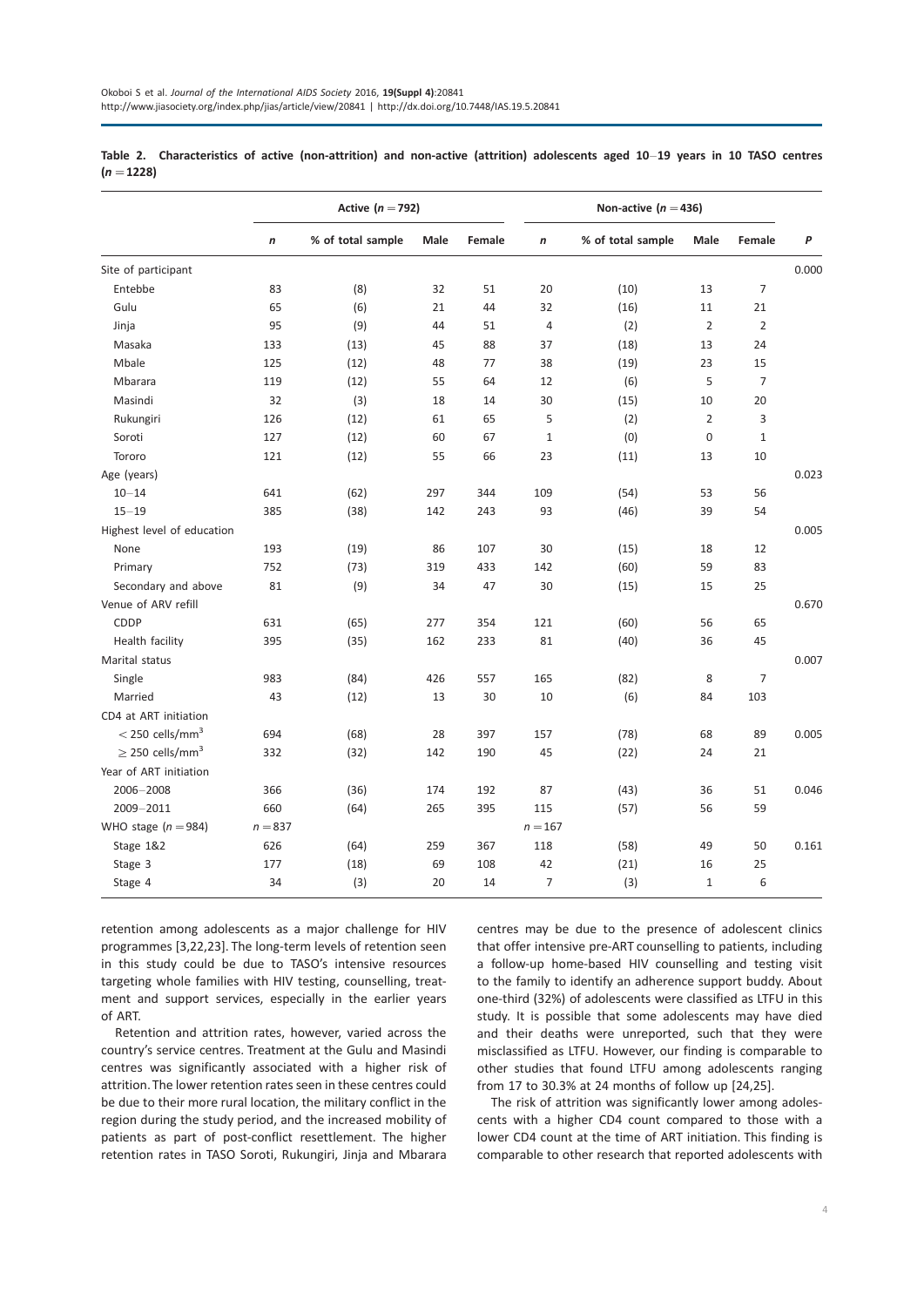**Table 2. Characteristics of active (non-attrition) and non-active (attrition) adolescents aged 10–19 years in 10 TASO centres ($n = 1228$)**

| | Active ($n = 792$) | | | | Non-active ($n = 436$) | | | | |
|---|---|---|---|---|---|---|---|---|---|
| | *n* | % of total sample | Male | Female | *n* | % of total sample | Male | Female | *P* |
| Site of participant | | | | | | | | | 0.000 |
| Entebbe | 83 | (8) | 32 | 51 | 20 | (10) | 13 | 7 | |
| Gulu | 65 | (6) | 21 | 44 | 32 | (16) | 11 | 21 | |
| Jinja | 95 | (9) | 44 | 51 | 4 | (2) | 2 | 2 | |
| Masaka | 133 | (13) | 45 | 88 | 37 | (18) | 13 | 24 | |
| Mbale | 125 | (12) | 48 | 77 | 38 | (19) | 23 | 15 | |
| Mbarara | 119 | (12) | 55 | 64 | 12 | (6) | 5 | 7 | |
| Masindi | 32 | (3) | 18 | 14 | 30 | (15) | 10 | 20 | |
| Rukungiri | 126 | (12) | 61 | 65 | 5 | (2) | 2 | 3 | |
| Soroti | 127 | (12) | 60 | 67 | 1 | (0) | 0 | 1 | |
| Tororo | 121 | (12) | 55 | 66 | 23 | (11) | 13 | 10 | |
| Age (years) | | | | | | | | | 0.023 |
| 10–14 | 641 | (62) | 297 | 344 | 109 | (54) | 53 | 56 | |
| 15–19 | 385 | (38) | 142 | 243 | 93 | (46) | 39 | 54 | |
| Highest level of education | | | | | | | | | 0.005 |
| None | 193 | (19) | 86 | 107 | 30 | (15) | 18 | 12 | |
| Primary | 752 | (73) | 319 | 433 | 142 | (60) | 59 | 83 | |
| Secondary and above | 81 | (9) | 34 | 47 | 30 | (15) | 15 | 25 | |
| Venue of ARV refill | | | | | | | | | 0.670 |
| CDDP | 631 | (65) | 277 | 354 | 121 | (60) | 56 | 65 | |
| Health facility | 395 | (35) | 162 | 233 | 81 | (40) | 36 | 45 | |
| Marital status | | | | | | | | | 0.007 |
| Single | 983 | (84) | 426 | 557 | 165 | (82) | 8 | 7 | |
| Married | 43 | (12) | 13 | 30 | 10 | (6) | 84 | 103 | |
| CD4 at ART initiation | | | | | | | | | |
| $< 250$ cells/mm$^3$ | 694 | (68) | 28 | 397 | 157 | (78) | 68 | 89 | 0.005 |
| $\geq 250$ cells/mm$^3$ | 332 | (32) | 142 | 190 | 45 | (22) | 24 | 21 | |
| Year of ART initiation | | | | | | | | | |
| 2006–2008 | 366 | (36) | 174 | 192 | 87 | (43) | 36 | 51 | 0.046 |
| 2009–2011 | 660 | (64) | 265 | 395 | 115 | (57) | 56 | 59 | |
| WHO stage ($n = 984$) | $n = 837$ | | | | $n = 167$ | | | | |
| Stage 1&2 | 626 | (64) | 259 | 367 | 118 | (58) | 49 | 50 | 0.161 |
| Stage 3 | 177 | (18) | 69 | 108 | 42 | (21) | 16 | 25 | |
| Stage 4 | 34 | (3) | 20 | 14 | 7 | (3) | 1 | 6 | |

retention among adolescents as a major challenge for HIV programmes [3,22,23]. The long-term levels of retention seen in this study could be due to TASO's intensive resources targeting whole families with HIV testing, counselling, treatment and support services, especially in the earlier years of ART.

Retention and attrition rates, however, varied across the country's service centres. Treatment at the Gulu and Masindi centres was significantly associated with a higher risk of attrition. The lower retention rates seen in these centres could be due to their more rural location, the military conflict in the region during the study period, and the increased mobility of patients as part of post-conflict resettlement. The higher retention rates in TASO Soroti, Rukungiri, Jinja and Mbarara centres may be due to the presence of adolescent clinics that offer intensive pre-ART counselling to patients, including a follow-up home-based HIV counselling and testing visit to the family to identify an adherence support buddy. About one-third (32%) of adolescents were classified as LTFU in this study. It is possible that some adolescents may have died and their deaths were unreported, such that they were misclassified as LTFU. However, our finding is comparable to other studies that found LTFU among adolescents ranging from 17 to 30.3% at 24 months of follow up [24,25].

The risk of attrition was significantly lower among adolescents with a higher CD4 count compared to those with a lower CD4 count at the time of ART initiation. This finding is comparable to other research that reported adolescents with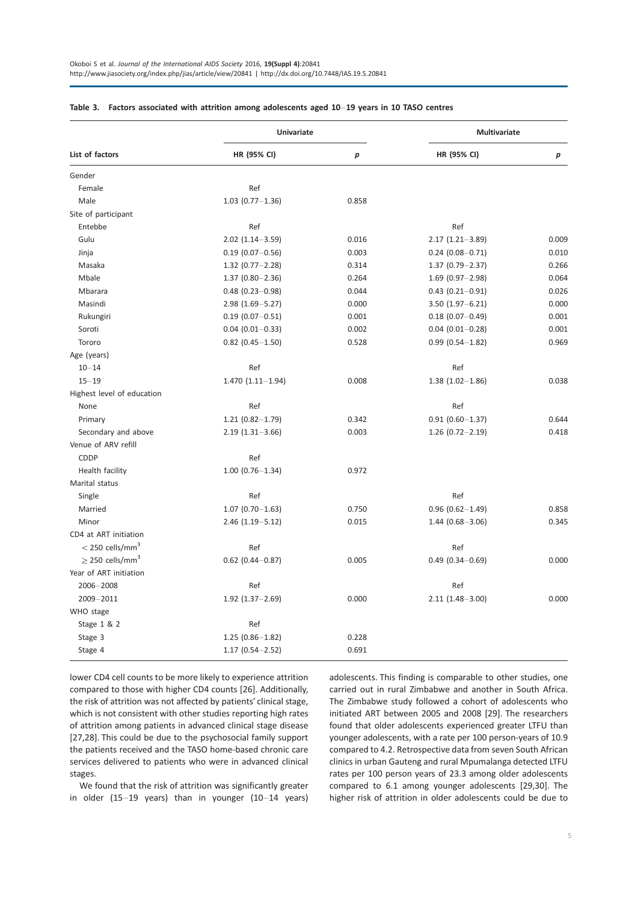**Table 3. Factors associated with attrition among adolescents aged 10–19 years in 10 TASO centres**

| List of factors | Univariate | | Multivariate | |
|---|---|---|---|---|
| | HR (95% CI) | $p$ | HR (95% CI) | $p$ |
| Gender | | | | |
| Female | Ref | | | |
| Male | 1.03 (0.77–1.36) | 0.858 | | |
| Site of participant | | | | |
| Entebbe | Ref | | Ref | |
| Gulu | 2.02 (1.14–3.59) | 0.016 | 2.17 (1.21–3.89) | 0.009 |
| Jinja | 0.19 (0.07–0.56) | 0.003 | 0.24 (0.08–0.71) | 0.010 |
| Masaka | 1.32 (0.77–2.28) | 0.314 | 1.37 (0.79–2.37) | 0.266 |
| Mbale | 1.37 (0.80–2.36) | 0.264 | 1.69 (0.97–2.98) | 0.064 |
| Mbarara | 0.48 (0.23–0.98) | 0.044 | 0.43 (0.21–0.91) | 0.026 |
| Masindi | 2.98 (1.69–5.27) | 0.000 | 3.50 (1.97–6.21) | 0.000 |
| Rukungiri | 0.19 (0.07–0.51) | 0.001 | 0.18 (0.07–0.49) | 0.001 |
| Soroti | 0.04 (0.01–0.33) | 0.002 | 0.04 (0.01–0.28) | 0.001 |
| Tororo | 0.82 (0.45–1.50) | 0.528 | 0.99 (0.54–1.82) | 0.969 |
| Age (years) | | | | |
| 10–14 | Ref | | Ref | |
| 15–19 | 1.470 (1.11–1.94) | 0.008 | 1.38 (1.02–1.86) | 0.038 |
| Highest level of education | | | | |
| None | Ref | | Ref | |
| Primary | 1.21 (0.82–1.79) | 0.342 | 0.91 (0.60–1.37) | 0.644 |
| Secondary and above | 2.19 (1.31–3.66) | 0.003 | 1.26 (0.72–2.19) | 0.418 |
| Venue of ARV refill | | | | |
| CDDP | Ref | | | |
| Health facility | 1.00 (0.76–1.34) | 0.972 | | |
| Marital status | | | | |
| Single | Ref | | Ref | |
| Married | 1.07 (0.70–1.63) | 0.750 | 0.96 (0.62–1.49) | 0.858 |
| Minor | 2.46 (1.19–5.12) | 0.015 | 1.44 (0.68–3.06) | 0.345 |
| CD4 at ART initiation | | | | |
| $<250$ cells/mm$^3$ | Ref | | Ref | |
| $\geq 250$ cells/mm$^3$ | 0.62 (0.44–0.87) | 0.005 | 0.49 (0.34–0.69) | 0.000 |
| Year of ART initiation | | | | |
| 2006–2008 | Ref | | Ref | |
| 2009–2011 | 1.92 (1.37–2.69) | 0.000 | 2.11 (1.48–3.00) | 0.000 |
| WHO stage | | | | |
| Stage 1 & 2 | Ref | | | |
| Stage 3 | 1.25 (0.86–1.82) | 0.228 | | |
| Stage 4 | 1.17 (0.54–2.52) | 0.691 | | |

lower CD4 cell counts to be more likely to experience attrition compared to those with higher CD4 counts [26]. Additionally, the risk of attrition was not affected by patients' clinical stage, which is not consistent with other studies reporting high rates of attrition among patients in advanced clinical stage disease [27,28]. This could be due to the psychosocial family support the patients received and the TASO home-based chronic care services delivered to patients who were in advanced clinical stages.

We found that the risk of attrition was significantly greater in older (15–19 years) than in younger (10–14 years) adolescents. This finding is comparable to other studies, one carried out in rural Zimbabwe and another in South Africa. The Zimbabwe study followed a cohort of adolescents who initiated ART between 2005 and 2008 [29]. The researchers found that older adolescents experienced greater LTFU than younger adolescents, with a rate per 100 person-years of 10.9 compared to 4.2. Retrospective data from seven South African clinics in urban Gauteng and rural Mpumalanga detected LTFU rates per 100 person years of 23.3 among older adolescents compared to 6.1 among younger adolescents [29,30]. The higher risk of attrition in older adolescents could be due to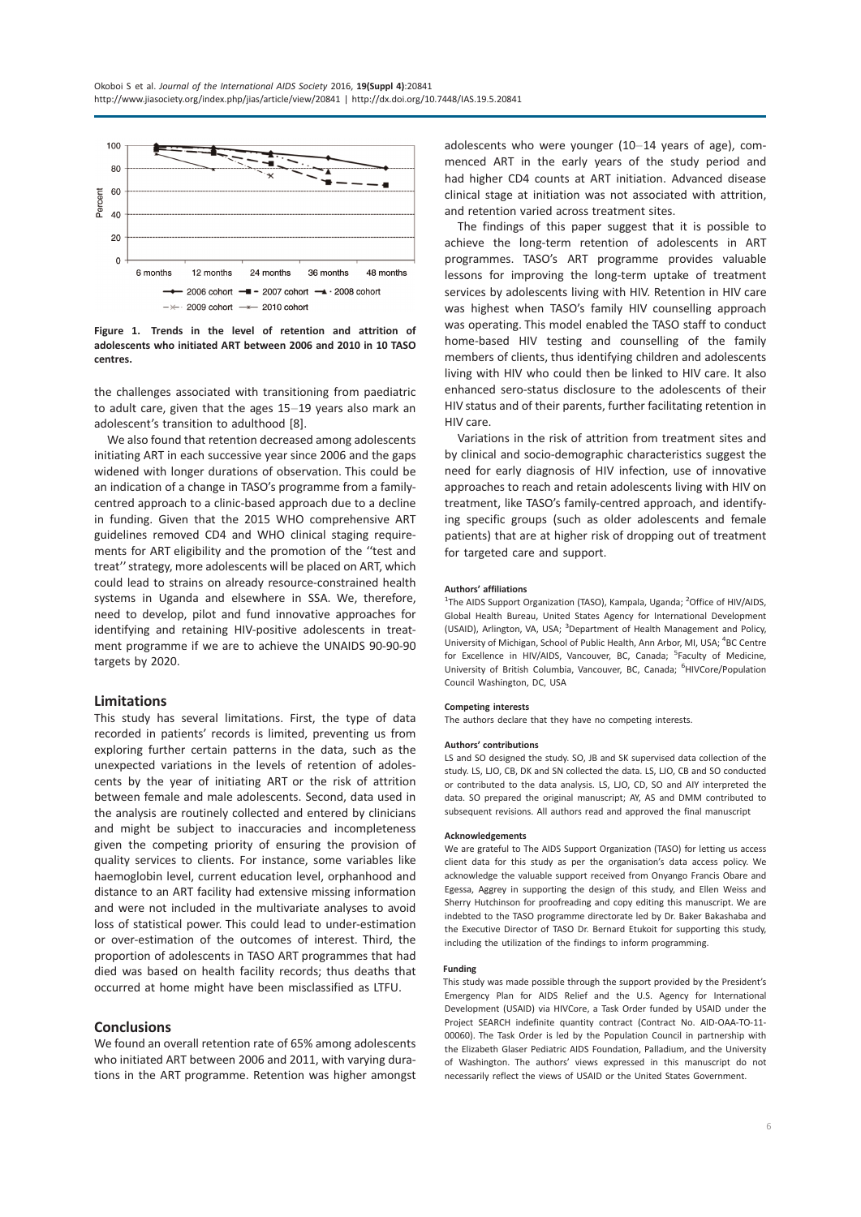100
80
60
Percent
40
20
0
6 months
12 months
24 months
36 months
48 months
2006 cohort
2007 cohort
2008 cohort
2009 cohort
2010 cohort

**Figure 1. Trends in the level of retention and attrition of adolescents who initiated ART between 2006 and 2010 in 10 TASO centres.**

the challenges associated with transitioning from paediatric to adult care, given that the ages 15–19 years also mark an adolescent's transition to adulthood [8].

We also found that retention decreased among adolescents initiating ART in each successive year since 2006 and the gaps widened with longer durations of observation. This could be an indication of a change in TASO's programme from a family-centred approach to a clinic-based approach due to a decline in funding. Given that the 2015 WHO comprehensive ART guidelines removed CD4 and WHO clinical staging requirements for ART eligibility and the promotion of the ''test and treat'' strategy, more adolescents will be placed on ART, which could lead to strains on already resource-constrained health systems in Uganda and elsewhere in SSA. We, therefore, need to develop, pilot and fund innovative approaches for identifying and retaining HIV-positive adolescents in treatment programme if we are to achieve the UNAIDS 90-90-90 targets by 2020.

## Limitations

This study has several limitations. First, the type of data recorded in patients' records is limited, preventing us from exploring further certain patterns in the data, such as the unexpected variations in the levels of retention of adolescents by the year of initiating ART or the risk of attrition between female and male adolescents. Second, data used in the analysis are routinely collected and entered by clinicians and might be subject to inaccuracies and incompleteness given the competing priority of ensuring the provision of quality services to clients. For instance, some variables like haemoglobin level, current education level, orphanhood and distance to an ART facility had extensive missing information and were not included in the multivariate analyses to avoid loss of statistical power. This could lead to under-estimation or over-estimation of the outcomes of interest. Third, the proportion of adolescents in TASO ART programmes that had died was based on health facility records; thus deaths that occurred at home might have been misclassified as LTFU.

## Conclusions

We found an overall retention rate of 65% among adolescents who initiated ART between 2006 and 2011, with varying durations in the ART programme. Retention was higher amongst adolescents who were younger (10–14 years of age), commenced ART in the early years of the study period and had higher CD4 counts at ART initiation. Advanced disease clinical stage at initiation was not associated with attrition, and retention varied across treatment sites.

The findings of this paper suggest that it is possible to achieve the long-term retention of adolescents in ART programmes. TASO's ART programme provides valuable lessons for improving the long-term uptake of treatment services by adolescents living with HIV. Retention in HIV care was highest when TASO's family HIV counselling approach was operating. This model enabled the TASO staff to conduct home-based HIV testing and counselling of the family members of clients, thus identifying children and adolescents living with HIV who could then be linked to HIV care. It also enhanced sero-status disclosure to the adolescents of their HIV status and of their parents, further facilitating retention in HIV care.

Variations in the risk of attrition from treatment sites and by clinical and socio-demographic characteristics suggest the need for early diagnosis of HIV infection, use of innovative approaches to reach and retain adolescents living with HIV on treatment, like TASO's family-centred approach, and identifying specific groups (such as older adolescents and female patients) that are at higher risk of dropping out of treatment for targeted care and support.

#### Authors' affiliations

[1]The AIDS Support Organization (TASO), Kampala, Uganda; [2]Office of HIV/AIDS, Global Health Bureau, United States Agency for International Development (USAID), Arlington, VA, USA; [3]Department of Health Management and Policy, University of Michigan, School of Public Health, Ann Arbor, MI, USA; [4]BC Centre for Excellence in HIV/AIDS, Vancouver, BC, Canada; [5]Faculty of Medicine, University of British Columbia, Vancouver, BC, Canada; [6]HIVCore/Population Council Washington, DC, USA

#### Competing interests

The authors declare that they have no competing interests.

#### Authors' contributions

LS and SO designed the study. SO, JB and SK supervised data collection of the study. LS, LJO, CB, DK and SN collected the data. LS, LJO, CB and SO conducted or contributed to the data analysis. LS, LJO, CD, SO and AIY interpreted the data. SO prepared the original manuscript; AY, AS and DMM contributed to subsequent revisions. All authors read and approved the final manuscript

#### Acknowledgements

We are grateful to The AIDS Support Organization (TASO) for letting us access client data for this study as per the organisation's data access policy. We acknowledge the valuable support received from Onyango Francis Obare and Egessa, Aggrey in supporting the design of this study, and Ellen Weiss and Sherry Hutchinson for proofreading and copy editing this manuscript. We are indebted to the TASO programme directorate led by Dr. Baker Bakashaba and the Executive Director of TASO Dr. Bernard Etukoit for supporting this study, including the utilization of the findings to inform programming.

#### Funding

This study was made possible through the support provided by the President's Emergency Plan for AIDS Relief and the U.S. Agency for International Development (USAID) via HIVCore, a Task Order funded by USAID under the Project SEARCH indefinite quantity contract (Contract No. AID-OAA-TO-11-00060). The Task Order is led by the Population Council in partnership with the Elizabeth Glaser Pediatric AIDS Foundation, Palladium, and the University of Washington. The authors' views expressed in this manuscript do not necessarily reflect the views of USAID or the United States Government.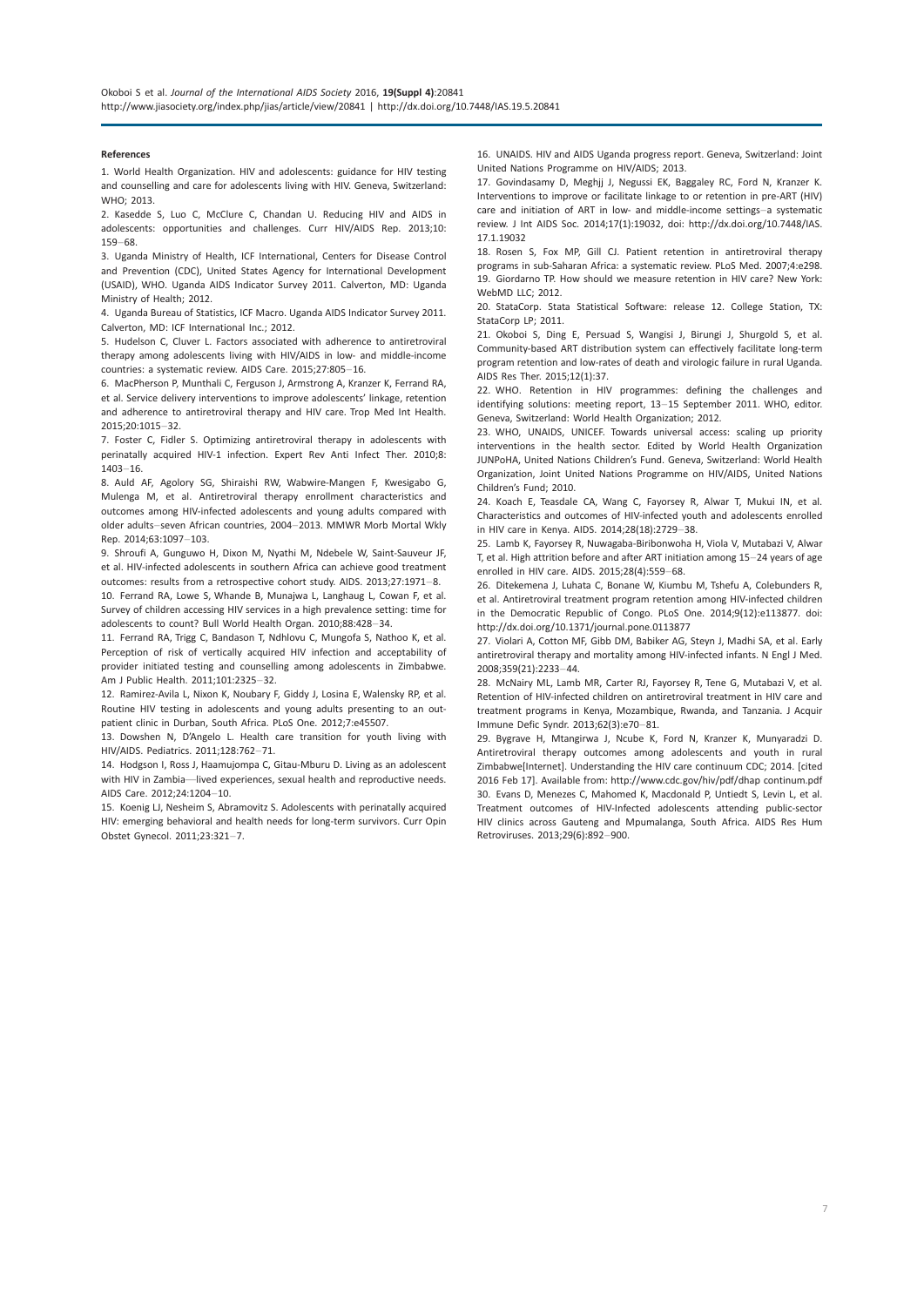## References

1. World Health Organization. HIV and adolescents: guidance for HIV testing and counselling and care for adolescents living with HIV. Geneva, Switzerland: WHO; 2013.

2. Kasedde S, Luo C, McClure C, Chandan U. Reducing HIV and AIDS in adolescents: opportunities and challenges. Curr HIV/AIDS Rep. 2013;10: 159–68.

3. Uganda Ministry of Health, ICF International, Centers for Disease Control and Prevention (CDC), United States Agency for International Development (USAID), WHO. Uganda AIDS Indicator Survey 2011. Calverton, MD: Uganda Ministry of Health; 2012.

4. Uganda Bureau of Statistics, ICF Macro. Uganda AIDS Indicator Survey 2011. Calverton, MD: ICF International Inc.; 2012.

5. Hudelson C, Cluver L. Factors associated with adherence to antiretroviral therapy among adolescents living with HIV/AIDS in low- and middle-income countries: a systematic review. AIDS Care. 2015;27:805–16.

6. MacPherson P, Munthali C, Ferguson J, Armstrong A, Kranzer K, Ferrand RA, et al. Service delivery interventions to improve adolescents' linkage, retention and adherence to antiretroviral therapy and HIV care. Trop Med Int Health. 2015;20:1015–32.

7. Foster C, Fidler S. Optimizing antiretroviral therapy in adolescents with perinatally acquired HIV-1 infection. Expert Rev Anti Infect Ther. 2010;8: 1403–16.

8. Auld AF, Agolory SG, Shiraishi RW, Wabwire-Mangen F, Kwesigabo G, Mulenga M, et al. Antiretroviral therapy enrollment characteristics and outcomes among HIV-infected adolescents and young adults compared with older adults–seven African countries, 2004–2013. MMWR Morb Mortal Wkly Rep. 2014;63:1097–103.

9. Shroufi A, Gunguwo H, Dixon M, Nyathi M, Ndebele W, Saint-Sauveur JF, et al. HIV-infected adolescents in southern Africa can achieve good treatment outcomes: results from a retrospective cohort study. AIDS. 2013;27:1971–8.

10. Ferrand RA, Lowe S, Whande B, Munajwa L, Langhaug L, Cowan F, et al. Survey of children accessing HIV services in a high prevalence setting: time for adolescents to count? Bull World Health Organ. 2010;88:428–34.

11. Ferrand RA, Trigg C, Bandason T, Ndhlovu C, Mungofa S, Nathoo K, et al. Perception of risk of vertically acquired HIV infection and acceptability of provider initiated testing and counselling among adolescents in Zimbabwe. Am J Public Health. 2011;101:2325–32.

12. Ramirez-Avila L, Nixon K, Noubary F, Giddy J, Losina E, Walensky RP, et al. Routine HIV testing in adolescents and young adults presenting to an out-patient clinic in Durban, South Africa. PLoS One. 2012;7:e45507.

13. Dowshen N, D'Angelo L. Health care transition for youth living with HIV/AIDS. Pediatrics. 2011;128:762–71.

14. Hodgson I, Ross J, Haamujompa C, Gitau-Mburu D. Living as an adolescent with HIV in Zambia—lived experiences, sexual health and reproductive needs. AIDS Care. 2012;24:1204–10.

15. Koenig LJ, Nesheim S, Abramovitz S. Adolescents with perinatally acquired HIV: emerging behavioral and health needs for long-term survivors. Curr Opin Obstet Gynecol. 2011;23:321–7.

16. UNAIDS. HIV and AIDS Uganda progress report. Geneva, Switzerland: Joint United Nations Programme on HIV/AIDS; 2013.

17. Govindasamy D, Meghjj J, Negussi EK, Baggaley RC, Ford N, Kranzer K. Interventions to improve or facilitate linkage to or retention in pre-ART (HIV) care and initiation of ART in low- and middle-income settings–a systematic review. J Int AIDS Soc. 2014;17(1):19032, doi: http://dx.doi.org/10.7448/IAS.17.1.19032

18. Rosen S, Fox MP, Gill CJ. Patient retention in antiretroviral therapy programs in sub-Saharan Africa: a systematic review. PLoS Med. 2007;4:e298.

19. Giordarno TP. How should we measure retention in HIV care? New York: WebMD LLC; 2012.

20. StataCorp. Stata Statistical Software: release 12. College Station, TX: StataCorp LP; 2011.

21. Okoboi S, Ding E, Persuad S, Wangisi J, Birungi J, Shurgold S, et al. Community-based ART distribution system can effectively facilitate long-term program retention and low-rates of death and virologic failure in rural Uganda. AIDS Res Ther. 2015;12(1):37.

22. WHO. Retention in HIV programmes: defining the challenges and identifying solutions: meeting report, 13–15 September 2011. WHO, editor. Geneva, Switzerland: World Health Organization; 2012.

23. WHO, UNAIDS, UNICEF. Towards universal access: scaling up priority interventions in the health sector. Edited by World Health Organization JUNPoHA, United Nations Children's Fund. Geneva, Switzerland: World Health Organization, Joint United Nations Programme on HIV/AIDS, United Nations Children's Fund; 2010.

24. Koach E, Teasdale CA, Wang C, Fayorsey R, Alwar T, Mukui IN, et al. Characteristics and outcomes of HIV-infected youth and adolescents enrolled in HIV care in Kenya. AIDS. 2014;28(18):2729–38.

25. Lamb K, Fayorsey R, Nuwagaba-Biribonwoha H, Viola V, Mutabazi V, Alwar T, et al. High attrition before and after ART initiation among 15–24 years of age enrolled in HIV care. AIDS. 2015;28(4):559–68.

26. Ditekemena J, Luhata C, Bonane W, Kiumbu M, Tshefu A, Colebunders R, et al. Antiretroviral treatment program retention among HIV-infected children in the Democratic Republic of Congo. PLoS One. 2014;9(12):e113877. doi: http://dx.doi.org/10.1371/journal.pone.0113877

27. Violari A, Cotton MF, Gibb DM, Babiker AG, Steyn J, Madhi SA, et al. Early antiretroviral therapy and mortality among HIV-infected infants. N Engl J Med. 2008;359(21):2233–44.

28. McNairy ML, Lamb MR, Carter RJ, Fayorsey R, Tene G, Mutabazi V, et al. Retention of HIV-infected children on antiretroviral treatment in HIV care and treatment programs in Kenya, Mozambique, Rwanda, and Tanzania. J Acquir Immune Defic Syndr. 2013;62(3):e70–81.

29. Bygrave H, Mtangirwa J, Ncube K, Ford N, Kranzer K, Munyaradzi D. Antiretroviral therapy outcomes among adolescents and youth in rural Zimbabwe[Internet]. Understanding the HIV care continuum CDC; 2014. [cited 2016 Feb 17]. Available from: http://www.cdc.gov/hiv/pdf/dhap continum.pdf

30. Evans D, Menezes C, Mahomed K, Macdonald P, Untiedt S, Levin L, et al. Treatment outcomes of HIV-Infected adolescents attending public-sector HIV clinics across Gauteng and Mpumalanga, South Africa. AIDS Res Hum Retroviruses. 2013;29(6):892–900.